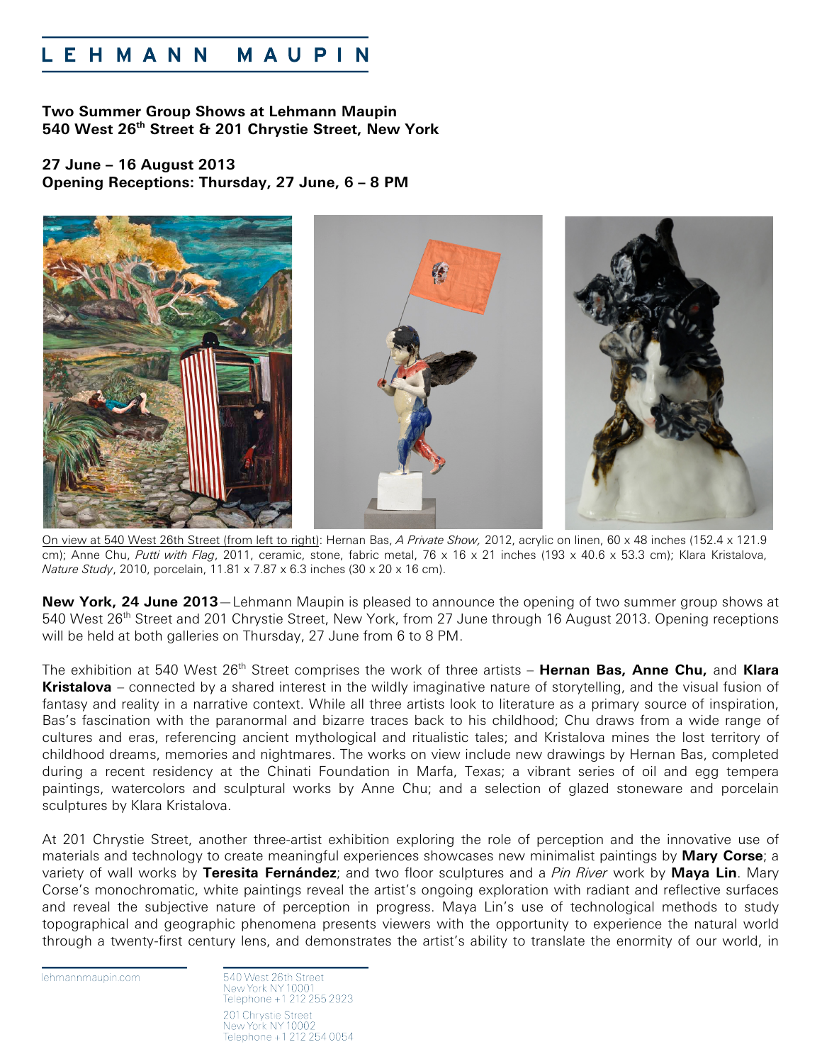LEHMANN MAUPIN

**Two Summer Group Shows at Lehmann Maupin**
**540 West 26th Street & 201 Chrystie Street, New York**

**27 June – 16 August 2013**
**Opening Receptions: Thursday, 27 June, 6 – 8 PM**

On view at 540 West 26th Street (from left to right): Hernan Bas, *A Private Show,* 2012, acrylic on linen, 60 x 48 inches (152.4 x 121.9 cm); Anne Chu, *Putti with Flag*, 2011, ceramic, stone, fabric metal, 76 x 16 x 21 inches (193 x 40.6 x 53.3 cm); Klara Kristalova, *Nature Study*, 2010, porcelain, 11.81 x 7.87 x 6.3 inches (30 x 20 x 16 cm).

**New York, 24 June 2013**—Lehmann Maupin is pleased to announce the opening of two summer group shows at 540 West 26th Street and 201 Chrystie Street, New York, from 27 June through 16 August 2013. Opening receptions will be held at both galleries on Thursday, 27 June from 6 to 8 PM.

The exhibition at 540 West 26th Street comprises the work of three artists – **Hernan Bas, Anne Chu,** and **Klara Kristalova** – connected by a shared interest in the wildly imaginative nature of storytelling, and the visual fusion of fantasy and reality in a narrative context. While all three artists look to literature as a primary source of inspiration, Bas's fascination with the paranormal and bizarre traces back to his childhood; Chu draws from a wide range of cultures and eras, referencing ancient mythological and ritualistic tales; and Kristalova mines the lost territory of childhood dreams, memories and nightmares. The works on view include new drawings by Hernan Bas, completed during a recent residency at the Chinati Foundation in Marfa, Texas; a vibrant series of oil and egg tempera paintings, watercolors and sculptural works by Anne Chu; and a selection of glazed stoneware and porcelain sculptures by Klara Kristalova.

At 201 Chrystie Street, another three-artist exhibition exploring the role of perception and the innovative use of materials and technology to create meaningful experiences showcases new minimalist paintings by **Mary Corse**; a variety of wall works by **Teresita Fernández**; and two floor sculptures and a *Pin River* work by **Maya Lin**. Mary Corse's monochromatic, white paintings reveal the artist's ongoing exploration with radiant and reflective surfaces and reveal the subjective nature of perception in progress. Maya Lin's use of technological methods to study topographical and geographic phenomena presents viewers with the opportunity to experience the natural world through a twenty-first century lens, and demonstrates the artist's ability to translate the enormity of our world, in

lehmannmaupin.com

540 West 26th Street
New York NY 10001
Telephone +1 212 255 2923

201 Chrystie Street
New York NY 10002
Telephone +1 212 254 0054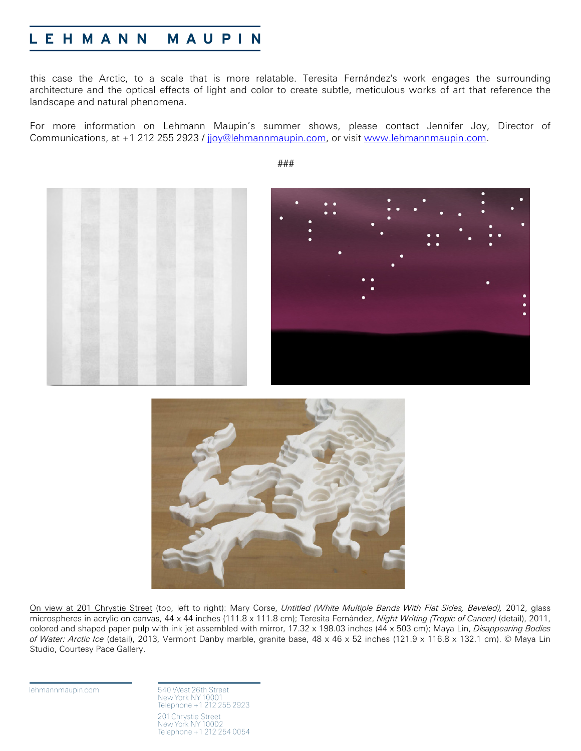this case the Arctic, to a scale that is more relatable. Teresita Fernández's work engages the surrounding architecture and the optical effects of light and color to create subtle, meticulous works of art that reference the landscape and natural phenomena.

For more information on Lehmann Maupin's summer shows, please contact Jennifer Joy, Director of Communications, at +1 212 255 2923 / jjoy@lehmannmaupin.com, or visit www.lehmannmaupin.com.

###

On view at 201 Chrystie Street (top, left to right): Mary Corse, *Untitled (White Multiple Bands With Flat Sides, Beveled),* 2012, glass microspheres in acrylic on canvas, 44 x 44 inches (111.8 x 111.8 cm); Teresita Fernández, *Night Writing (Tropic of Cancer)* (detail), 2011, colored and shaped paper pulp with ink jet assembled with mirror, 17.32 x 198.03 inches (44 x 503 cm); Maya Lin, *Disappearing Bodies of Water: Arctic Ice* (detail), 2013, Vermont Danby marble, granite base, 48 x 46 x 52 inches (121.9 x 116.8 x 132.1 cm). © Maya Lin Studio, Courtesy Pace Gallery.